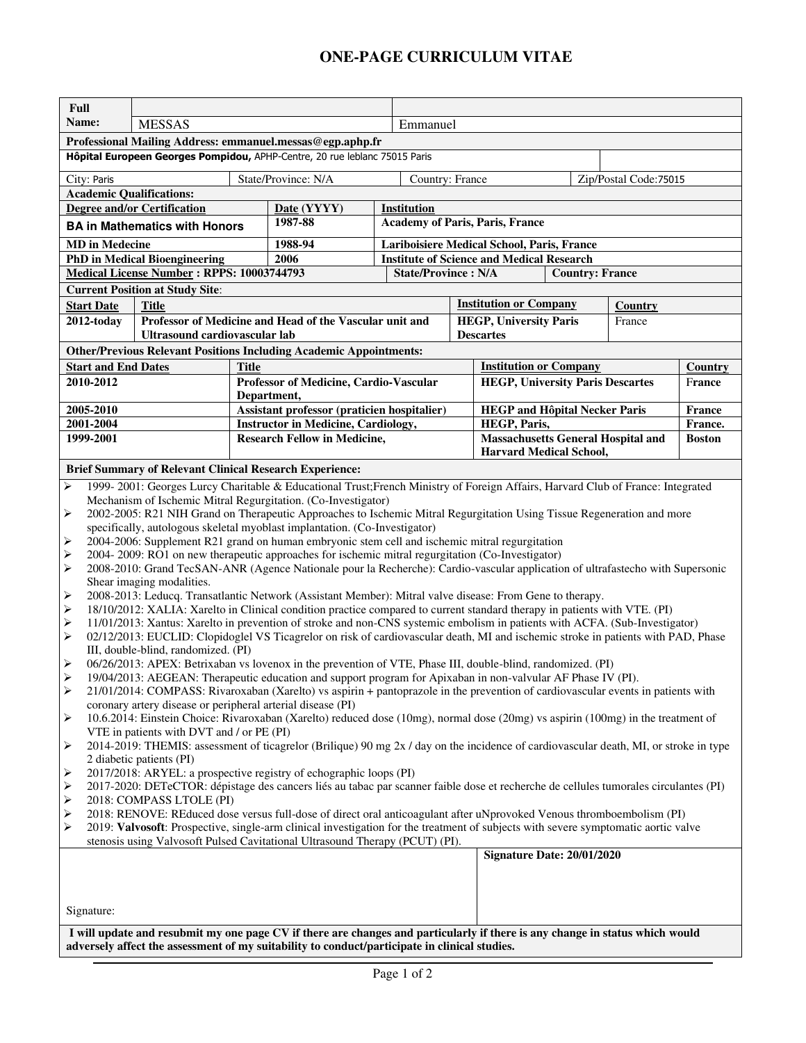# ONE-PAGE CURRICULUM VITAE

| | | |
|---|---|---|
| **Full Name:** | MESSAS | Emmanuel |

**Professional Mailing Address: emmanuel.messas@egp.aphp.fr**

**Hôpital Europeen Georges Pompidou,** APHP-Centre, 20 rue leblanc 75015 Paris

| | | | |
|---|---|---|---|
| City: Paris | State/Province: N/A | Country: France | Zip/Postal Code:75015 |

**Academic Qualifications:**

| Degree and/or Certification | Date (YYYY) | Institution |
|---|---|---|
| **BA in Mathematics with Honors** | **1987-88** | **Academy of Paris, Paris, France** |
| **MD in Medecine** | **1988-94** | **Lariboisiere Medical School, Paris, France** |
| **PhD in Medical Bioengineering** | **2006** | **Institute of Science and Medical Research** |

| | | |
|---|---|---|
| **Medical License Number : RPPS: 10003744793** | **State/Province : N/A** | **Country: France** |

**Current Position at Study Site**:

| Start Date | Title | Institution or Company | Country |
|---|---|---|---|
| **2012-today** | **Professor of Medicine and Head of the Vascular unit and Ultrasound cardiovascular lab** | **HEGP, University Paris Descartes** | France |

**Other/Previous Relevant Positions Including Academic Appointments:**

| Start and End Dates | Title | Institution or Company | Country |
|---|---|---|---|
| **2010-2012** | **Professor of Medicine, Cardio-Vascular Department,** | **HEGP, University Paris Descartes** | **France** |
| **2005-2010** | **Assistant professor (praticien hospitalier)** | **HEGP and Hôpital Necker Paris** | **France** |
| **2001-2004** | **Instructor in Medicine, Cardiology,** | **HEGP, Paris,** | **France.** |
| **1999-2001** | **Research Fellow in Medicine,** | **Massachusetts General Hospital and Harvard Medical School,** | **Boston** |

**Brief Summary of Relevant Clinical Research Experience:**

- 1999- 2001: Georges Lurcy Charitable & Educational Trust;French Ministry of Foreign Affairs, Harvard Club of France: Integrated Mechanism of Ischemic Mitral Regurgitation. (Co-Investigator)
- 2002-2005: R21 NIH Grand on Therapeutic Approaches to Ischemic Mitral Regurgitation Using Tissue Regeneration and more specifically, autologous skeletal myoblast implantation. (Co-Investigator)
- 2004-2006: Supplement R21 grand on human embryonic stem cell and ischemic mitral regurgitation
- 2004- 2009: RO1 on new therapeutic approaches for ischemic mitral regurgitation (Co-Investigator)
- 2008-2010: Grand TecSAN-ANR (Agence Nationale pour la Recherche): Cardio-vascular application of ultrafastecho with Supersonic Shear imaging modalities.
- 2008-2013: Leducq. Transatlantic Network (Assistant Member): Mitral valve disease: From Gene to therapy.
- 18/10/2012: XALIA: Xarelto in Clinical condition practice compared to current standard therapy in patients with VTE. (PI)
- 11/01/2013: Xantus: Xarelto in prevention of stroke and non-CNS systemic embolism in patients with ACFA. (Sub-Investigator)
- 02/12/2013: EUCLID: Clopidoglel VS Ticagrelor on risk of cardiovascular death, MI and ischemic stroke in patients with PAD, Phase III, double-blind, randomized. (PI)
- 06/26/2013: APEX: Betrixaban vs lovenox in the prevention of VTE, Phase III, double-blind, randomized. (PI)
- 19/04/2013: AEGEAN: Therapeutic education and support program for Apixaban in non-valvular AF Phase IV (PI).
- 21/01/2014: COMPASS: Rivaroxaban (Xarelto) vs aspirin + pantoprazole in the prevention of cardiovascular events in patients with coronary artery disease or peripheral arterial disease (PI)
- 10.6.2014: Einstein Choice: Rivaroxaban (Xarelto) reduced dose (10mg), normal dose (20mg) vs aspirin (100mg) in the treatment of VTE in patients with DVT and / or PE (PI)
- 2014-2019: THEMIS: assessment of ticagrelor (Brilique) 90 mg 2x / day on the incidence of cardiovascular death, MI, or stroke in type 2 diabetic patients (PI)
- 2017/2018: ARYEL: a prospective registry of echographic loops (PI)
- 2017-2020: DETeCTOR: dépistage des cancers liés au tabac par scanner faible dose et recherche de cellules tumorales circulantes (PI)
- 2018: COMPASS LTOLE (PI)
- 2018: RENOVE: REduced dose versus full-dose of direct oral anticoagulant after uNprovoked Venous thromboembolism (PI)
- 2019: **Valvosoft**: Prospective, single-arm clinical investigation for the treatment of subjects with severe symptomatic aortic valve stenosis using Valvosoft Pulsed Cavitational Ultrasound Therapy (PCUT) (PI).

| | |
|---|---|
| Signature: | **Signature Date: 20/01/2020** |

**I will update and resubmit my one page CV if there are changes and particularly if there is any change in status which would adversely affect the assessment of my suitability to conduct/participate in clinical studies.**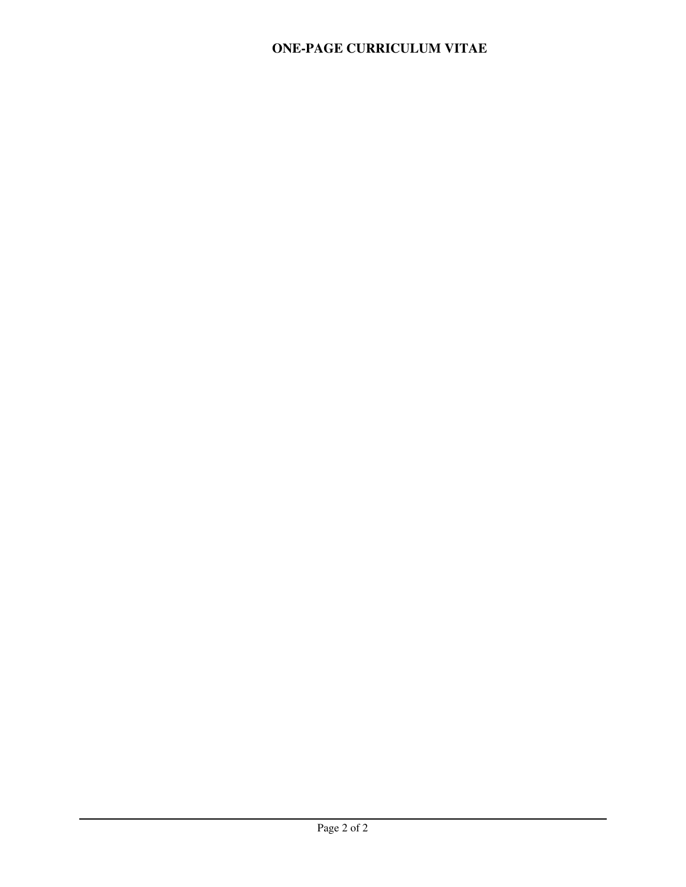# ONE-PAGE CURRICULUM VITAE